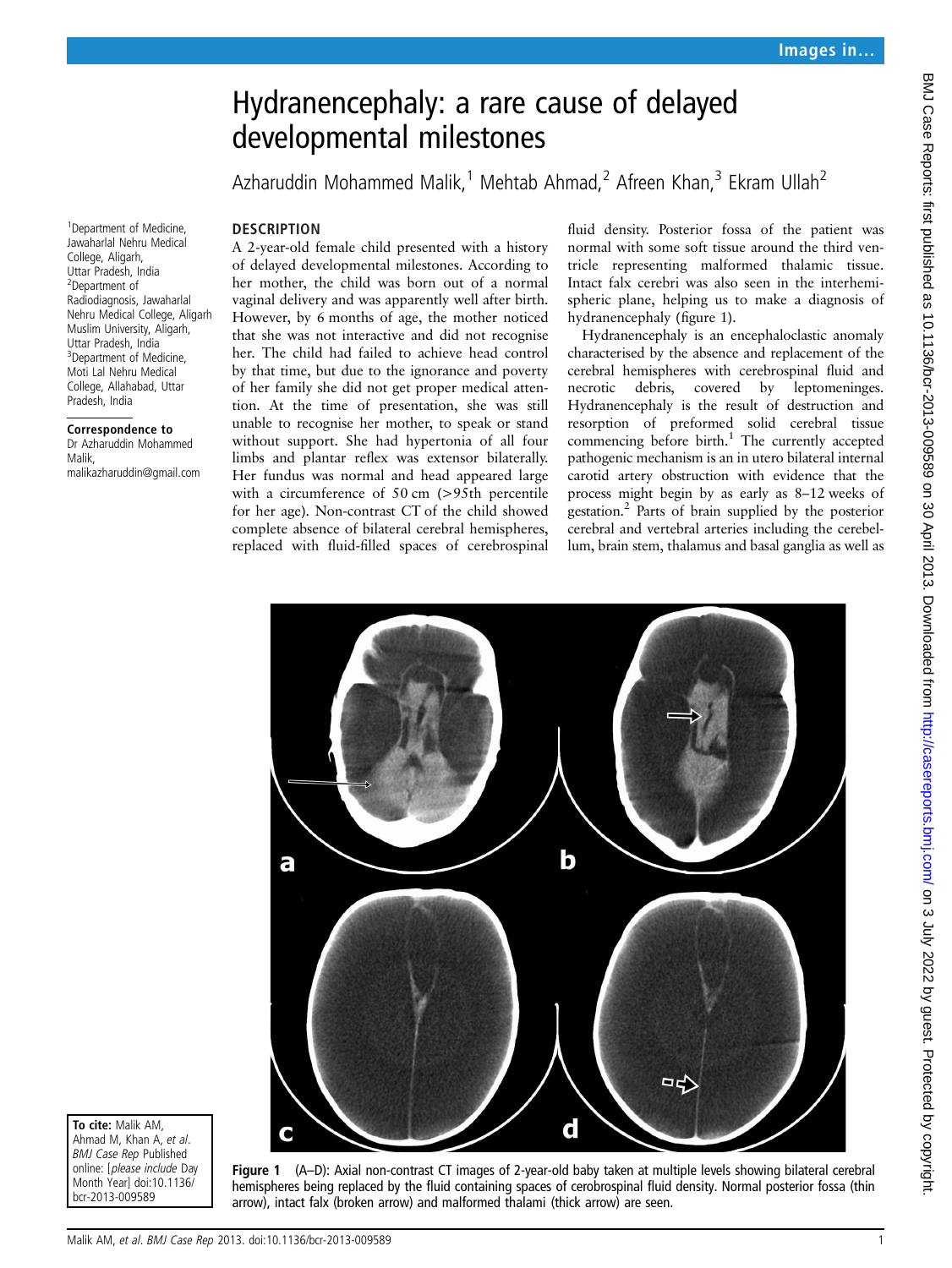# Hydranencephaly: a rare cause of delayed developmental milestones

Azharuddin Mohammed Malik,[1] Mehtab Ahmad,[2] Afreen Khan,[3] Ekram Ullah[2]

[1]Department of Medicine, Jawaharlal Nehru Medical College, Aligarh, Uttar Pradesh, India
[2]Department of Radiodiagnosis, Jawaharlal Nehru Medical College, Aligarh Muslim University, Aligarh, Uttar Pradesh, India
[3]Department of Medicine, Moti Lal Nehru Medical College, Allahabad, Uttar Pradesh, India

**Correspondence to**
Dr Azharuddin Mohammed Malik,
malikazharuddin@gmail.com

**To cite:** Malik AM, Ahmad M, Khan A, *et al*. *BMJ Case Rep* Published online: [*please include* Day Month Year] doi:10.1136/bcr-2013-009589

## DESCRIPTION

A 2-year-old female child presented with a history of delayed developmental milestones. According to her mother, the child was born out of a normal vaginal delivery and was apparently well after birth. However, by 6 months of age, the mother noticed that she was not interactive and did not recognise her. The child had failed to achieve head control by that time, but due to the ignorance and poverty of her family she did not get proper medical attention. At the time of presentation, she was still unable to recognise her mother, to speak or stand without support. She had hypertonia of all four limbs and plantar reflex was extensor bilaterally. Her fundus was normal and head appeared large with a circumference of 50 cm (>95th percentile for her age). Non-contrast CT of the child showed complete absence of bilateral cerebral hemispheres, replaced with fluid-filled spaces of cerebrospinal fluid density. Posterior fossa of the patient was normal with some soft tissue around the third ventricle representing malformed thalamic tissue. Intact falx cerebri was also seen in the interhemispheric plane, helping us to make a diagnosis of hydranencephaly (figure 1).

Hydranencephaly is an encephaloclastic anomaly characterised by the absence and replacement of the cerebral hemispheres with cerebrospinal fluid and necrotic debris, covered by leptomeninges. Hydranencephaly is the result of destruction and resorption of preformed solid cerebral tissue commencing before birth.[1] The currently accepted pathogenic mechanism is an in utero bilateral internal carotid artery obstruction with evidence that the process might begin by as early as 8–12 weeks of gestation.[2] Parts of brain supplied by the posterior cerebral and vertebral arteries including the cerebellum, brain stem, thalamus and basal ganglia as well as

**Figure 1** (A–D): Axial non-contrast CT images of 2-year-old baby taken at multiple levels showing bilateral cerebral hemispheres being replaced by the fluid containing spaces of cerobrospinal fluid density. Normal posterior fossa (thin arrow), intact falx (broken arrow) and malformed thalami (thick arrow) are seen.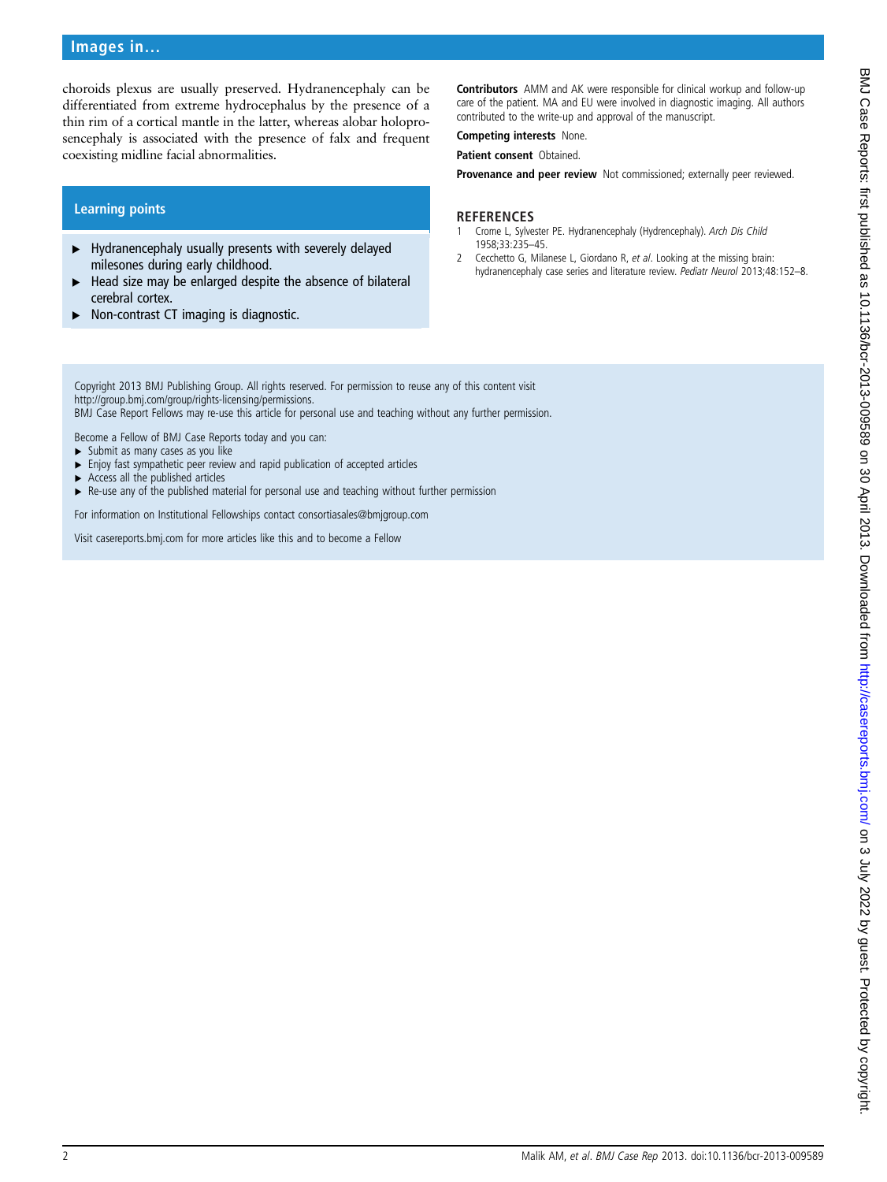choroids plexus are usually preserved. Hydranencephaly can be differentiated from extreme hydrocephalus by the presence of a thin rim of a cortical mantle in the latter, whereas alobar holoprosencephaly is associated with the presence of falx and frequent coexisting midline facial abnormalities.

### Learning points

- Hydranencephaly usually presents with severely delayed milesones during early childhood.
- Head size may be enlarged despite the absence of bilateral cerebral cortex.
- Non-contrast CT imaging is diagnostic.

**Contributors** AMM and AK were responsible for clinical workup and follow-up care of the patient. MA and EU were involved in diagnostic imaging. All authors contributed to the write-up and approval of the manuscript.

**Competing interests** None.

**Patient consent** Obtained.

**Provenance and peer review** Not commissioned; externally peer reviewed.

## REFERENCES

1. Crome L, Sylvester PE. Hydranencephaly (Hydrencephaly). *Arch Dis Child* 1958;33:235–45.
2. Cecchetto G, Milanese L, Giordano R, *et al*. Looking at the missing brain: hydranencephaly case series and literature review. *Pediatr Neurol* 2013;48:152–8.

Copyright 2013 BMJ Publishing Group. All rights reserved. For permission to reuse any of this content visit http://group.bmj.com/group/rights-licensing/permissions.
BMJ Case Report Fellows may re-use this article for personal use and teaching without any further permission.

Become a Fellow of BMJ Case Reports today and you can:

- Submit as many cases as you like
- Enjoy fast sympathetic peer review and rapid publication of accepted articles
- Access all the published articles
- Re-use any of the published material for personal use and teaching without further permission

For information on Institutional Fellowships contact consortiasales@bmjgroup.com

Visit casereports.bmj.com for more articles like this and to become a Fellow